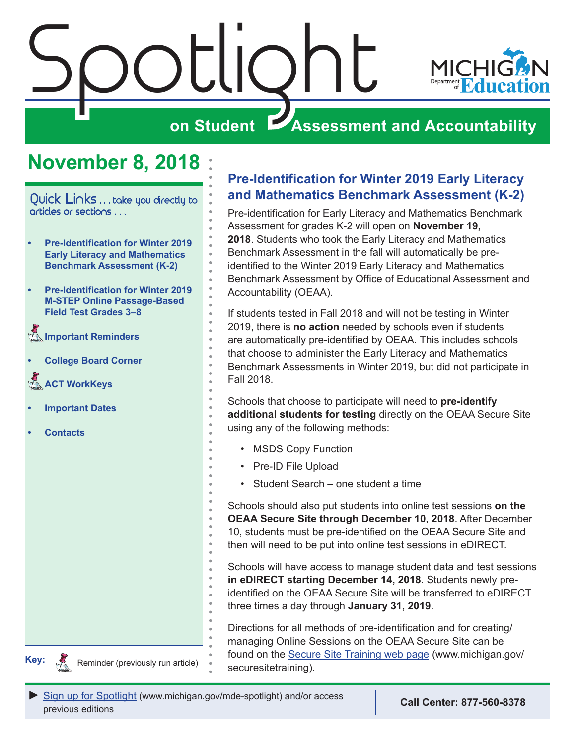# Spotlight on Student Assessment and Accountability

MICHIGAN Department of Education

## November 8, 2018

Quick Links . . . take you directly to articles or sections . . .

- Pre-Identification for Winter 2019 Early Literacy and Mathematics Benchmark Assessment (K-2)
- Pre-Identification for Winter 2019 M-STEP Online Passage-Based Field Test Grades 3–8
- Important Reminders
- College Board Corner
- ACT WorkKeys
- Important Dates
- Contacts

Key: Reminder (previously run article)

## Pre-Identification for Winter 2019 Early Literacy and Mathematics Benchmark Assessment (K-2)

Pre-identification for Early Literacy and Mathematics Benchmark Assessment for grades K-2 will open on **November 19, 2018**. Students who took the Early Literacy and Mathematics Benchmark Assessment in the fall will automatically be pre-identified to the Winter 2019 Early Literacy and Mathematics Benchmark Assessment by Office of Educational Assessment and Accountability (OEAA).

If students tested in Fall 2018 and will not be testing in Winter 2019, there is **no action** needed by schools even if students are automatically pre-identified by OEAA. This includes schools that choose to administer the Early Literacy and Mathematics Benchmark Assessments in Winter 2019, but did not participate in Fall 2018.

Schools that choose to participate will need to **pre-identify additional students for testing** directly on the OEAA Secure Site using any of the following methods:

- MSDS Copy Function
- Pre-ID File Upload
- Student Search – one student a time

Schools should also put students into online test sessions **on the OEAA Secure Site through December 10, 2018**. After December 10, students must be pre-identified on the OEAA Secure Site and then will need to be put into online test sessions in eDIRECT.

Schools will have access to manage student data and test sessions **in eDIRECT starting December 14, 2018**. Students newly pre-identified on the OEAA Secure Site will be transferred to eDIRECT three times a day through **January 31, 2019**.

Directions for all methods of pre-identification and for creating/managing Online Sessions on the OEAA Secure Site can be found on the Secure Site Training web page (www.michigan.gov/securesitetraining).

► Sign up for Spotlight (www.michigan.gov/mde-spotlight) and/or access previous editions

**Call Center: 877-560-8378**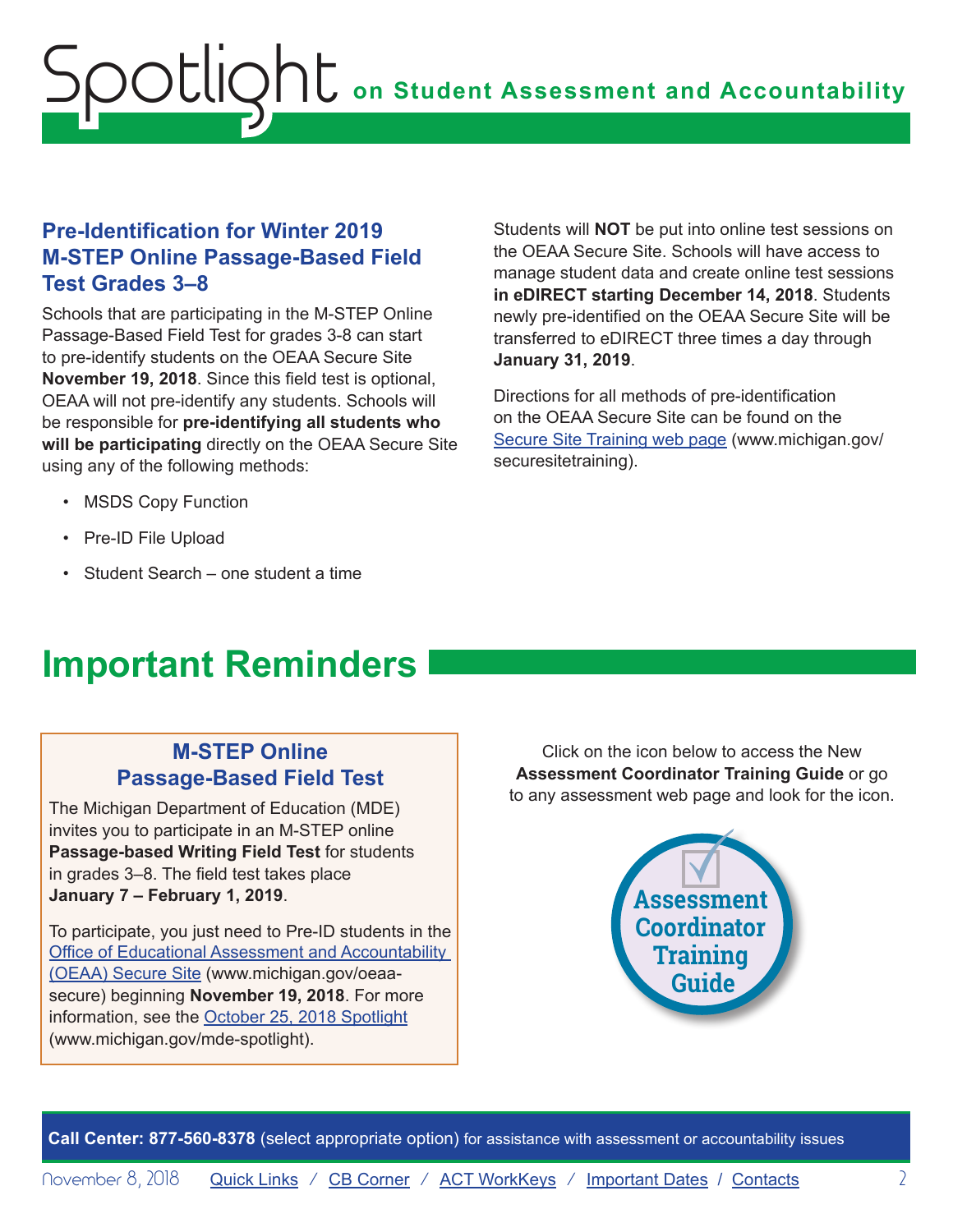## Pre-Identification for Winter 2019 M-STEP Online Passage-Based Field Test Grades 3–8

Schools that are participating in the M-STEP Online Passage-Based Field Test for grades 3-8 can start to pre-identify students on the OEAA Secure Site **November 19, 2018**. Since this field test is optional, OEAA will not pre-identify any students. Schools will be responsible for **pre-identifying all students who will be participating** directly on the OEAA Secure Site using any of the following methods:

- MSDS Copy Function
- Pre-ID File Upload
- Student Search – one student a time

Students will **NOT** be put into online test sessions on the OEAA Secure Site. Schools will have access to manage student data and create online test sessions **in eDIRECT starting December 14, 2018**. Students newly pre-identified on the OEAA Secure Site will be transferred to eDIRECT three times a day through **January 31, 2019**.

Directions for all methods of pre-identification on the OEAA Secure Site can be found on the Secure Site Training web page (www.michigan.gov/securesitetraining).

# Important Reminders

### M-STEP Online Passage-Based Field Test

The Michigan Department of Education (MDE) invites you to participate in an M-STEP online **Passage-based Writing Field Test** for students in grades 3–8. The field test takes place **January 7 – February 1, 2019**.

To participate, you just need to Pre-ID students in the Office of Educational Assessment and Accountability (OEAA) Secure Site (www.michigan.gov/oeaa-secure) beginning **November 19, 2018**. For more information, see the October 25, 2018 Spotlight (www.michigan.gov/mde-spotlight).

Click on the icon below to access the New **Assessment Coordinator Training Guide** or go to any assessment web page and look for the icon.

Assessment Coordinator Training Guide

**Call Center: 877-560-8378** (select appropriate option) for assistance with assessment or accountability issues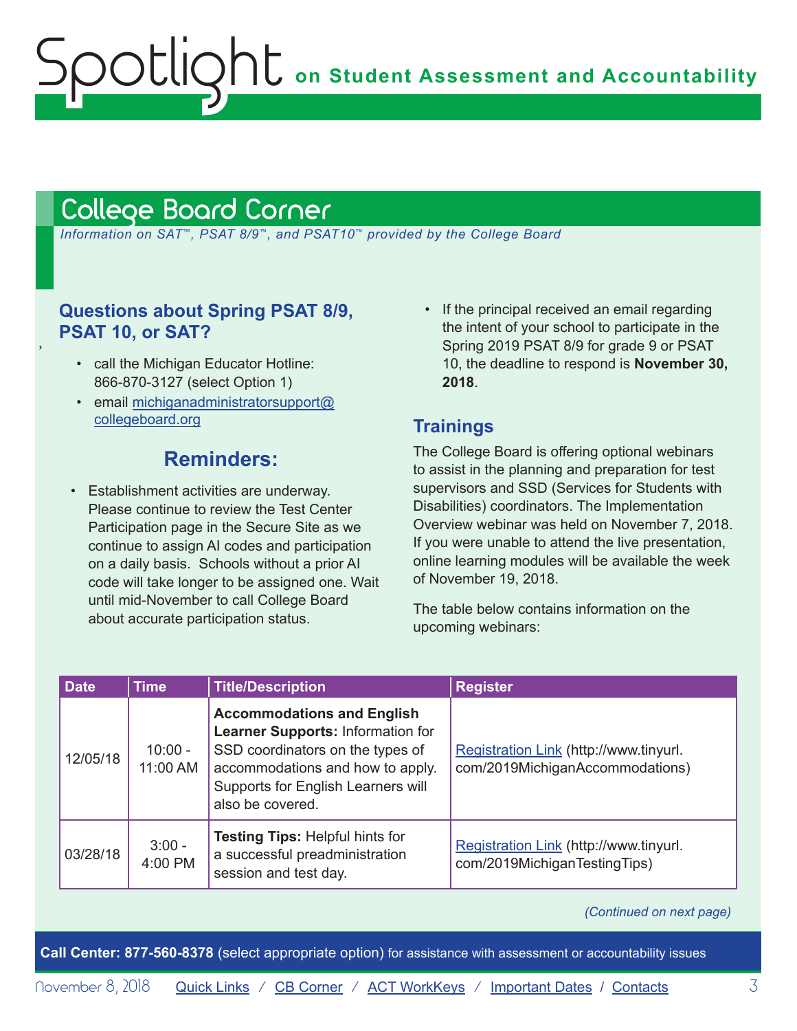# College Board Corner

*Information on SAT™, PSAT 8/9™, and PSAT10™ provided by the College Board*

### Questions about Spring PSAT 8/9, PSAT 10, or SAT?

- call the Michigan Educator Hotline: 866-870-3127 (select Option 1)
- email michiganadministratorsupport@collegeboard.org

## Reminders:

- Establishment activities are underway. Please continue to review the Test Center Participation page in the Secure Site as we continue to assign AI codes and participation on a daily basis. Schools without a prior AI code will take longer to be assigned one. Wait until mid-November to call College Board about accurate participation status.
- If the principal received an email regarding the intent of your school to participate in the Spring 2019 PSAT 8/9 for grade 9 or PSAT 10, the deadline to respond is **November 30, 2018**.

### Trainings

The College Board is offering optional webinars to assist in the planning and preparation for test supervisors and SSD (Services for Students with Disabilities) coordinators. The Implementation Overview webinar was held on November 7, 2018. If you were unable to attend the live presentation, online learning modules will be available the week of November 19, 2018.

The table below contains information on the upcoming webinars:

| Date | Time | Title/Description | Register |
|---|---|---|---|
| 12/05/18 | 10:00 - 11:00 AM | **Accommodations and English Learner Supports:** Information for SSD coordinators on the types of accommodations and how to apply. Supports for English Learners will also be covered. | Registration Link (http://www.tinyurl.com/2019MichiganAccommodations) |
| 03/28/18 | 3:00 - 4:00 PM | **Testing Tips:** Helpful hints for a successful preadministration session and test day. | Registration Link (http://www.tinyurl.com/2019MichiganTestingTips) |

*(Continued on next page)*

**Call Center: 877-560-8378** (select appropriate option) for assistance with assessment or accountability issues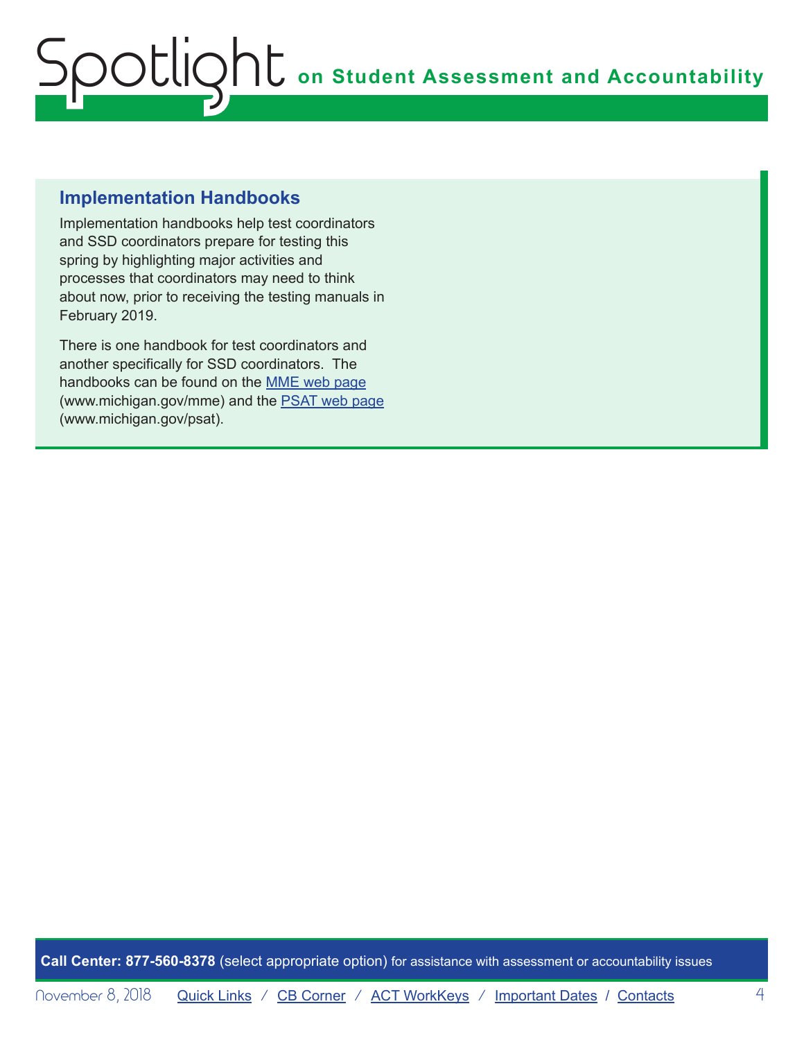## Implementation Handbooks

Implementation handbooks help test coordinators and SSD coordinators prepare for testing this spring by highlighting major activities and processes that coordinators may need to think about now, prior to receiving the testing manuals in February 2019.

There is one handbook for test coordinators and another specifically for SSD coordinators. The handbooks can be found on the [MME web page](www.michigan.gov/mme) (www.michigan.gov/mme) and the [PSAT web page](www.michigan.gov/psat) (www.michigan.gov/psat).

**Call Center: 877-560-8378** (select appropriate option) for assistance with assessment or accountability issues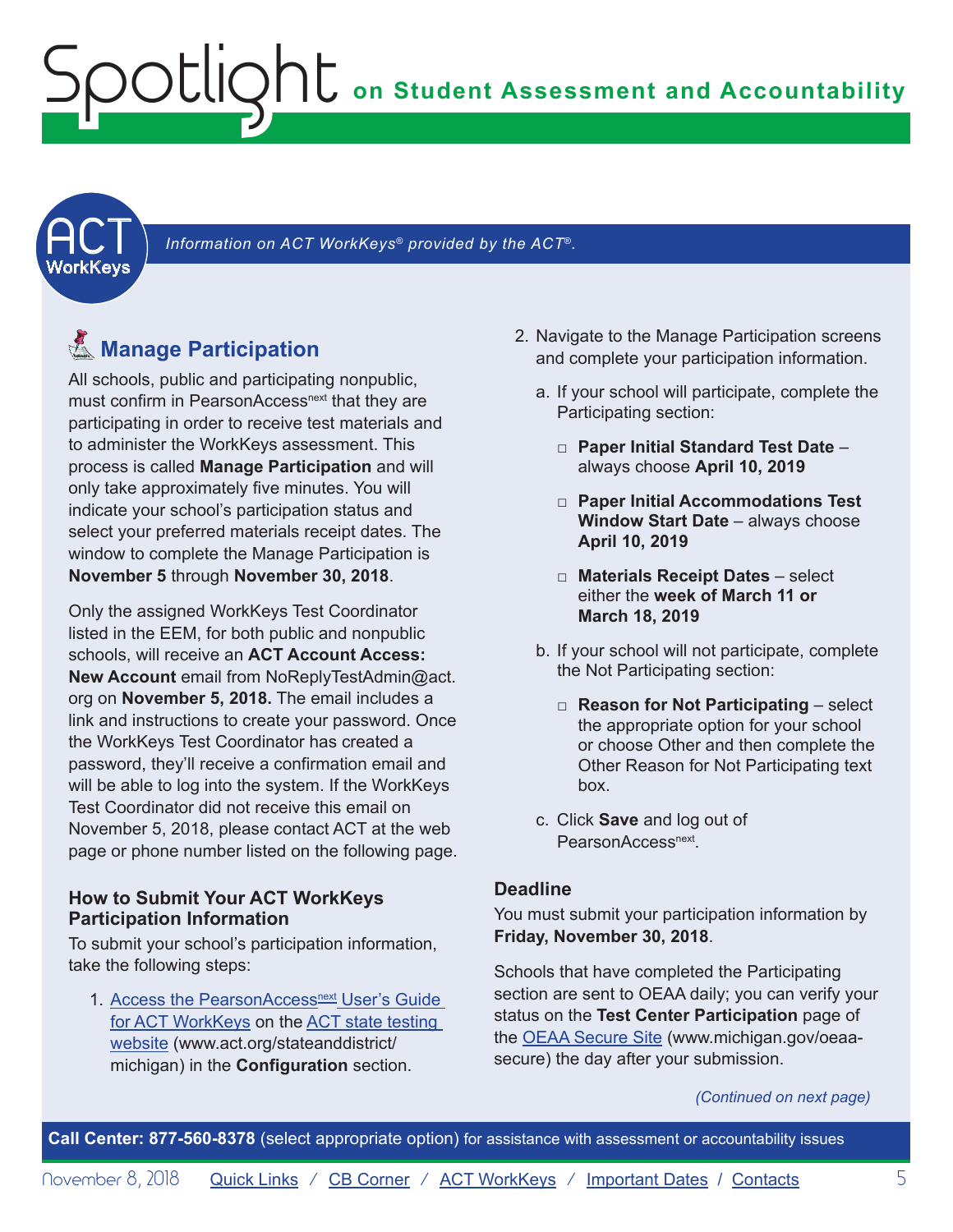*Information on ACT WorkKeys® provided by the ACT®.*

## Manage Participation

All schools, public and participating nonpublic, must confirm in PearsonAccess[next] that they are participating in order to receive test materials and to administer the WorkKeys assessment. This process is called **Manage Participation** and will only take approximately five minutes. You will indicate your school's participation status and select your preferred materials receipt dates. The window to complete the Manage Participation is **November 5** through **November 30, 2018**.

Only the assigned WorkKeys Test Coordinator listed in the EEM, for both public and nonpublic schools, will receive an **ACT Account Access: New Account** email from NoReplyTestAdmin@act.org on **November 5, 2018.** The email includes a link and instructions to create your password. Once the WorkKeys Test Coordinator has created a password, they'll receive a confirmation email and will be able to log into the system. If the WorkKeys Test Coordinator did not receive this email on November 5, 2018, please contact ACT at the web page or phone number listed on the following page.

### How to Submit Your ACT WorkKeys Participation Information

To submit your school's participation information, take the following steps:

1. Access the PearsonAccess[next] User's Guide for ACT WorkKeys on the ACT state testing website (www.act.org/stateanddistrict/michigan) in the **Configuration** section.
2. Navigate to the Manage Participation screens and complete your participation information.
   a. If your school will participate, complete the Participating section:
      - **Paper Initial Standard Test Date** – always choose **April 10, 2019**
      - **Paper Initial Accommodations Test Window Start Date** – always choose **April 10, 2019**
      - **Materials Receipt Dates** – select either the **week of March 11 or March 18, 2019**

   b. If your school will not participate, complete the Not Participating section:
      - **Reason for Not Participating** – select the appropriate option for your school or choose Other and then complete the Other Reason for Not Participating text box.

   c. Click **Save** and log out of PearsonAccess[next].

### Deadline

You must submit your participation information by **Friday, November 30, 2018**.

Schools that have completed the Participating section are sent to OEAA daily; you can verify your status on the **Test Center Participation** page of the OEAA Secure Site (www.michigan.gov/oeaa-secure) the day after your submission.

*(Continued on next page)*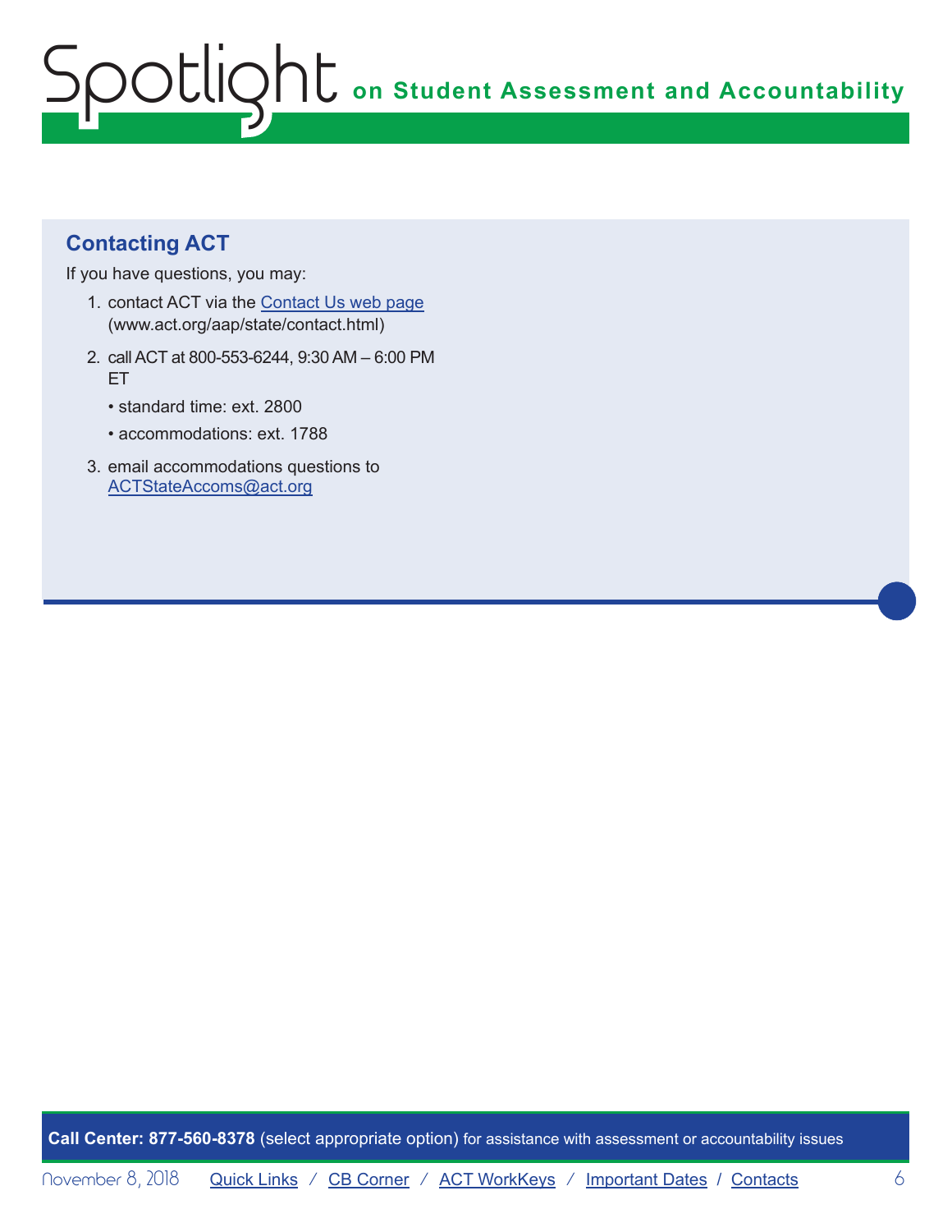## Contacting ACT

If you have questions, you may:

1. contact ACT via the [Contact Us web page](www.act.org/aap/state/contact.html) (www.act.org/aap/state/contact.html)
2. call ACT at 800-553-6244, 9:30 AM – 6:00 PM ET
   - standard time: ext. 2800
   - accommodations: ext. 1788
3. email accommodations questions to ACTStateAccoms@act.org

**Call Center: 877-560-8378** (select appropriate option) for assistance with assessment or accountability issues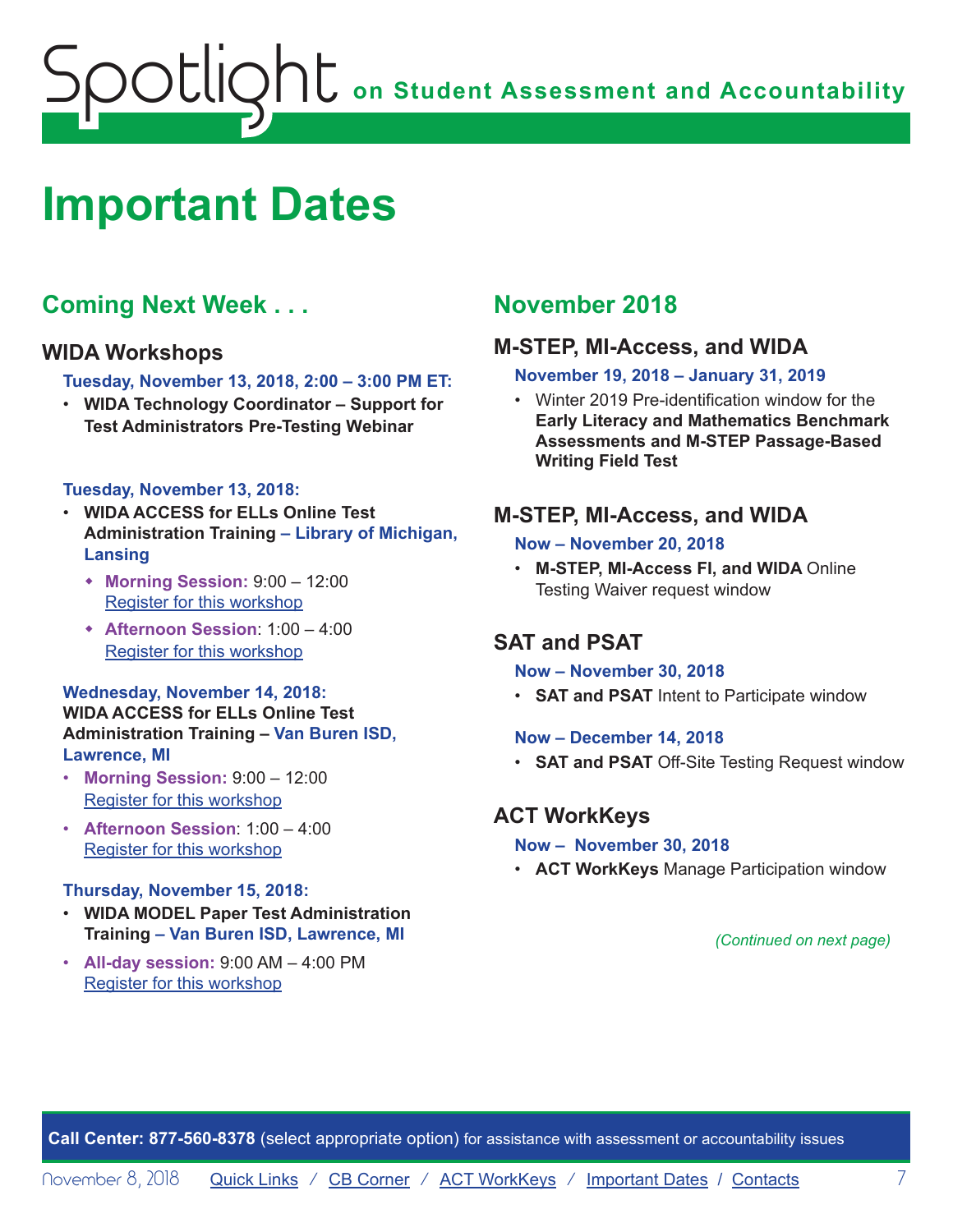# Important Dates

## Coming Next Week . . .

### WIDA Workshops

**Tuesday, November 13, 2018, 2:00 – 3:00 PM ET:**

- **WIDA Technology Coordinator – Support for Test Administrators Pre-Testing Webinar**

**Tuesday, November 13, 2018:**

- **WIDA ACCESS for ELLs Online Test Administration Training – Library of Michigan, Lansing**
  - **Morning Session:** 9:00 – 12:00
    Register for this workshop
  - **Afternoon Session**: 1:00 – 4:00
    Register for this workshop

**Wednesday, November 14, 2018:**
**WIDA ACCESS for ELLs Online Test Administration Training – Van Buren ISD, Lawrence, MI**

- **Morning Session:** 9:00 – 12:00
  Register for this workshop
- **Afternoon Session**: 1:00 – 4:00
  Register for this workshop

**Thursday, November 15, 2018:**

- **WIDA MODEL Paper Test Administration Training – Van Buren ISD, Lawrence, MI**
- **All-day session:** 9:00 AM – 4:00 PM
  Register for this workshop

## November 2018

### M-STEP, MI-Access, and WIDA

**November 19, 2018 – January 31, 2019**

- Winter 2019 Pre-identification window for the **Early Literacy and Mathematics Benchmark Assessments and M-STEP Passage-Based Writing Field Test**

### M-STEP, MI-Access, and WIDA

**Now – November 20, 2018**

- **M-STEP, MI-Access FI, and WIDA** Online Testing Waiver request window

### SAT and PSAT

**Now – November 30, 2018**

- **SAT and PSAT** Intent to Participate window

**Now – December 14, 2018**

- **SAT and PSAT** Off-Site Testing Request window

### ACT WorkKeys

**Now – November 30, 2018**

- **ACT WorkKeys** Manage Participation window

*(Continued on next page)*

**Call Center: 877-560-8378** (select appropriate option) for assistance with assessment or accountability issues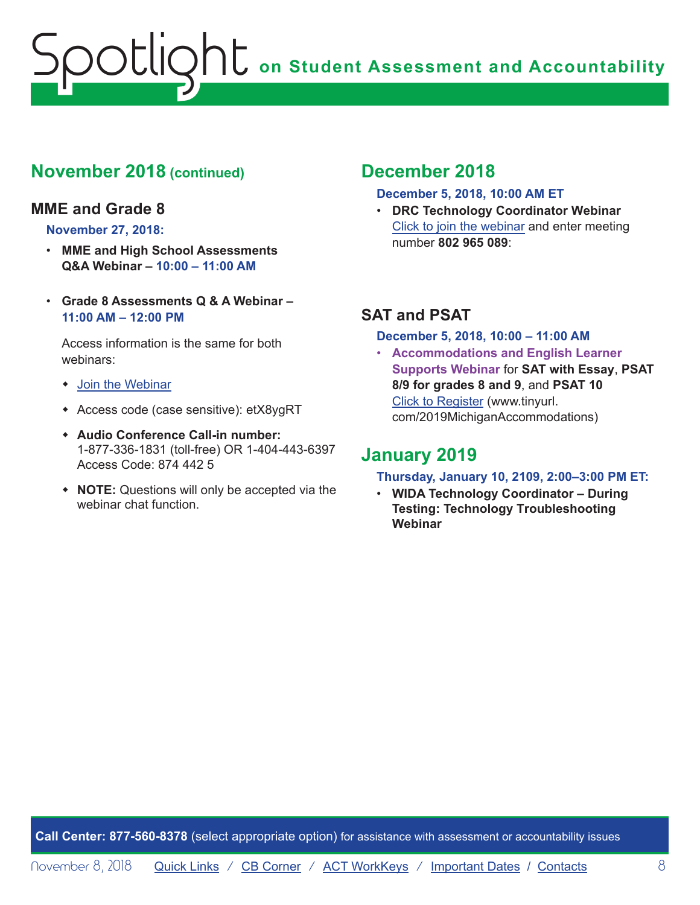## November 2018 (continued)

### MME and Grade 8

**November 27, 2018:**

- **MME and High School Assessments Q&A Webinar – 10:00 – 11:00 AM**
- **Grade 8 Assessments Q & A Webinar – 11:00 AM – 12:00 PM**

  Access information is the same for both webinars:

  - Join the Webinar
  - Access code (case sensitive): etX8ygRT
  - **Audio Conference Call-in number:** 1-877-336-1831 (toll-free) OR 1-404-443-6397 Access Code: 874 442 5
  - **NOTE:** Questions will only be accepted via the webinar chat function.

## December 2018

**December 5, 2018, 10:00 AM ET**

- **DRC Technology Coordinator Webinar** Click to join the webinar and enter meeting number **802 965 089**:

### SAT and PSAT

**December 5, 2018, 10:00 – 11:00 AM**

- **Accommodations and English Learner Supports Webinar** for **SAT with Essay**, **PSAT 8/9 for grades 8 and 9**, and **PSAT 10** Click to Register (www.tinyurl.com/2019MichiganAccommodations)

## January 2019

**Thursday, January 10, 2109, 2:00–3:00 PM ET:**

- **WIDA Technology Coordinator – During Testing: Technology Troubleshooting Webinar**

**Call Center: 877-560-8378** (select appropriate option) for assistance with assessment or accountability issues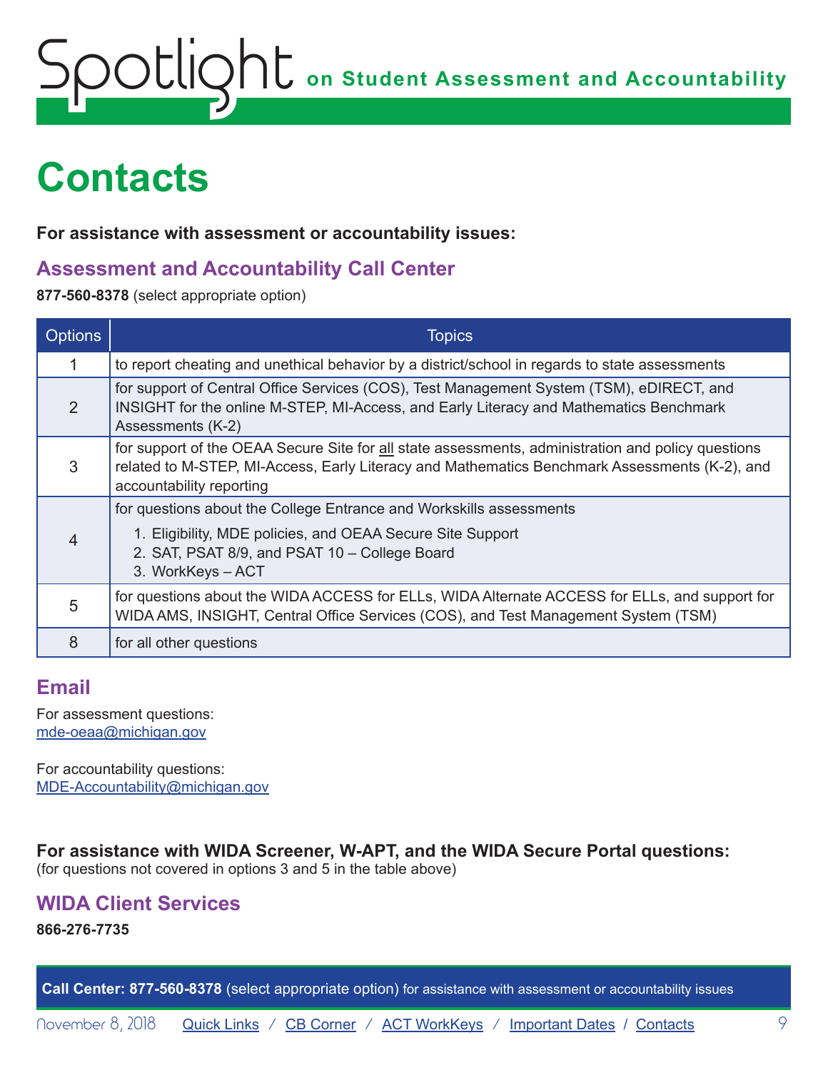# Contacts

**For assistance with assessment or accountability issues:**

## Assessment and Accountability Call Center

**877-560-8378** (select appropriate option)

| Options | Topics |
|---|---|
| 1 | to report cheating and unethical behavior by a district/school in regards to state assessments |
| 2 | for support of Central Office Services (COS), Test Management System (TSM), eDIRECT, and INSIGHT for the online M-STEP, MI-Access, and Early Literacy and Mathematics Benchmark Assessments (K-2) |
| 3 | for support of the OEAA Secure Site for all state assessments, administration and policy questions related to M-STEP, MI-Access, Early Literacy and Mathematics Benchmark Assessments (K-2), and accountability reporting |
| 4 | for questions about the College Entrance and Workskills assessments<br>1. Eligibility, MDE policies, and OEAA Secure Site Support<br>2. SAT, PSAT 8/9, and PSAT 10 – College Board<br>3. WorkKeys – ACT |
| 5 | for questions about the WIDA ACCESS for ELLs, WIDA Alternate ACCESS for ELLs, and support for WIDA AMS, INSIGHT, Central Office Services (COS), and Test Management System (TSM) |
| 8 | for all other questions |

## Email

For assessment questions:
mde-oeaa@michigan.gov

For accountability questions:
MDE-Accountability@michigan.gov

**For assistance with WIDA Screener, W-APT, and the WIDA Secure Portal questions:**
(for questions not covered in options 3 and 5 in the table above)

## WIDA Client Services

**866-276-7735**

**Call Center: 877-560-8378** (select appropriate option) for assistance with assessment or accountability issues